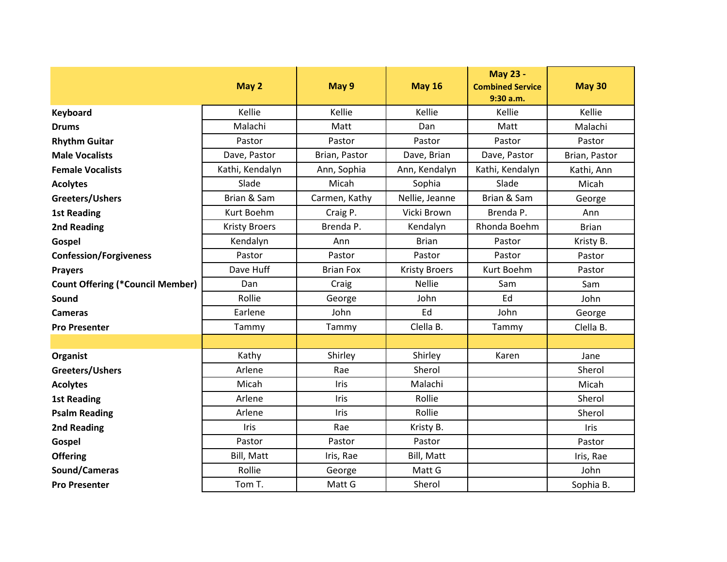| | May 2 | May 9 | May 16 | May 23 - Combined Service 9:30 a.m. | May 30 |
|---|---|---|---|---|---|
| **Keyboard** | Kellie | Kellie | Kellie | Kellie | Kellie |
| **Drums** | Malachi | Matt | Dan | Matt | Malachi |
| **Rhythm Guitar** | Pastor | Pastor | Pastor | Pastor | Pastor |
| **Male Vocalists** | Dave, Pastor | Brian, Pastor | Dave, Brian | Dave, Pastor | Brian, Pastor |
| **Female Vocalists** | Kathi, Kendalyn | Ann, Sophia | Ann, Kendalyn | Kathi, Kendalyn | Kathi, Ann |
| **Acolytes** | Slade | Micah | Sophia | Slade | Micah |
| **Greeters/Ushers** | Brian & Sam | Carmen, Kathy | Nellie, Jeanne | Brian & Sam | George |
| **1st Reading** | Kurt Boehm | Craig P. | Vicki Brown | Brenda P. | Ann |
| **2nd Reading** | Kristy Broers | Brenda P. | Kendalyn | Rhonda Boehm | Brian |
| **Gospel** | Kendalyn | Ann | Brian | Pastor | Kristy B. |
| **Confession/Forgiveness** | Pastor | Pastor | Pastor | Pastor | Pastor |
| **Prayers** | Dave Huff | Brian Fox | Kristy Broers | Kurt Boehm | Pastor |
| **Count Offering (*Council Member)** | Dan | Craig | Nellie | Sam | Sam |
| **Sound** | Rollie | George | John | Ed | John |
| **Cameras** | Earlene | John | Ed | John | George |
| **Pro Presenter** | Tammy | Tammy | Clella B. | Tammy | Clella B. |
| | | | | | |
| **Organist** | Kathy | Shirley | Shirley | Karen | Jane |
| **Greeters/Ushers** | Arlene | Rae | Sherol | | Sherol |
| **Acolytes** | Micah | Iris | Malachi | | Micah |
| **1st Reading** | Arlene | Iris | Rollie | | Sherol |
| **Psalm Reading** | Arlene | Iris | Rollie | | Sherol |
| **2nd Reading** | Iris | Rae | Kristy B. | | Iris |
| **Gospel** | Pastor | Pastor | Pastor | | Pastor |
| **Offering** | Bill, Matt | Iris, Rae | Bill, Matt | | Iris, Rae |
| **Sound/Cameras** | Rollie | George | Matt G | | John |
| **Pro Presenter** | Tom T. | Matt G | Sherol | | Sophia B. |